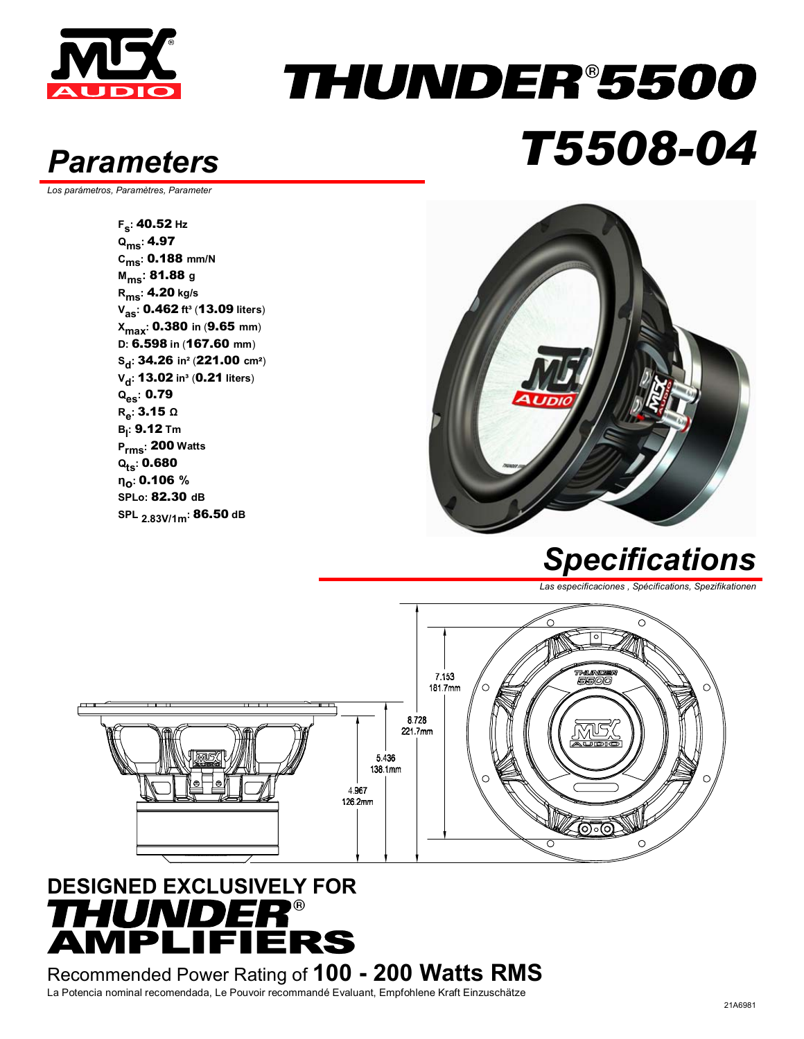# THUNDER®5500

# T5508-04

## Parameters

*Los parámetros, Paramètres, Parameter*

$F_s$: **40.52** Hz
$Q_{ms}$: **4.97**
$C_{ms}$: **0.188** mm/N
$M_{ms}$: **81.88** g
$R_{ms}$: **4.20** kg/s
$V_{as}$: **0.462** ft³ (**13.09** liters)
$X_{max}$: **0.380** in (**9.65** mm)
D: **6.598** in (**167.60** mm)
$S_d$: **34.26** in² (**221.00** cm²)
$V_d$: **13.02** in³ (**0.21** liters)
$Q_{es}$: **0.79**
$R_e$: **3.15** Ω
$B_l$: **9.12** Tm
$P_{rms}$: **200** Watts
$Q_{ts}$: **0.680**
$\eta_0$: **0.106** %
SPLo: **82.30** dB
$SPL_{2.83V/1m}$: **86.50** dB

## Specifications

*Las especificaciones , Spécifications, Spezifikationen*

7.153
181.7mm

8.728
221.7mm

5.436
138.1mm

4.967
126.2mm

## DESIGNED EXCLUSIVELY FOR THUNDER® AMPLIFIERS

Recommended Power Rating of **100 - 200 Watts RMS**

La Potencia nominal recomendada, Le Pouvoir recommandé Evaluant, Empfohlene Kraft Einzuschätze

21A6981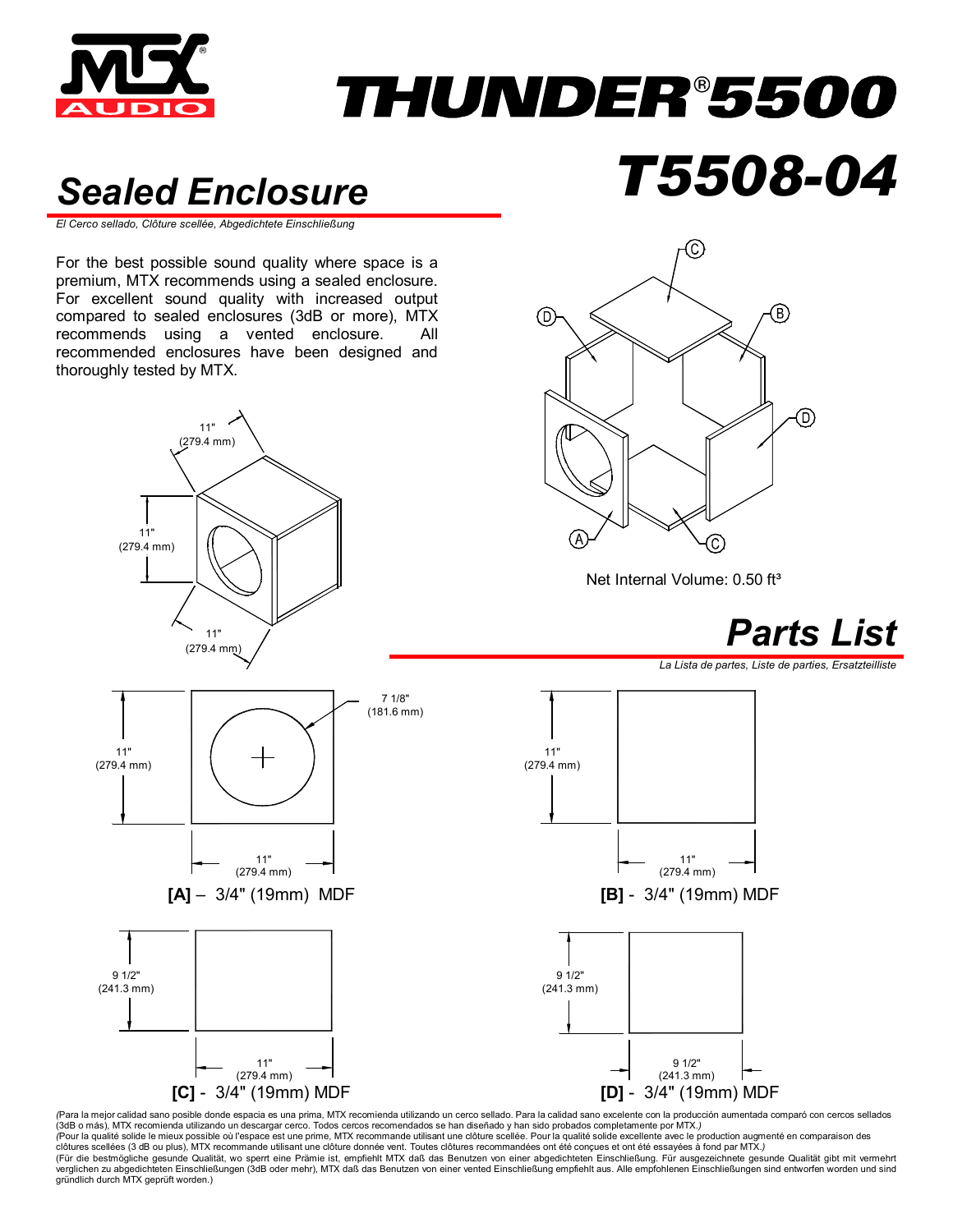# THUNDER®5500

# T5508-04

## Sealed Enclosure

*El Cerco sellado, Clôture scellée, Abgedichtete Einschließung*

For the best possible sound quality where space is a premium, MTX recommends using a sealed enclosure. For excellent sound quality with increased output compared to sealed enclosures (3dB or more), MTX recommends using a vented enclosure. All recommended enclosures have been designed and thoroughly tested by MTX.

11" (279.4 mm)

11" (279.4 mm)

11" (279.4 mm)

Net Internal Volume: 0.50 ft³

## Parts List

*La Lista de partes, Liste de parties, Ersatzteilliste*

11" (279.4 mm) × 11" (279.4 mm), 7 1/8" (181.6 mm)

**[A]** – 3/4" (19mm) MDF

11" (279.4 mm) × 11" (279.4 mm)

**[B]** - 3/4" (19mm) MDF

9 1/2" (241.3 mm) × 11" (279.4 mm)

**[C]** - 3/4" (19mm) MDF

9 1/2" (241.3 mm) × 9 1/2" (241.3 mm)

**[D]** - 3/4" (19mm) MDF

*(Para la mejor calidad sano posible donde espacia es una prima, MTX recomienda utilizando un cerco sellado. Para la calidad sano excelente con la producción aumentada comparó con cercos sellados (3dB o más), MTX recomienda utilizando un descargar cerco. Todos cercos recomendados se han diseñado y han sido probados completamente por MTX.)*

*(Pour la qualité solide le mieux possible où l'espace est une prime, MTX recommande utilisant une clôture scellée. Pour la qualité solide excellente avec le production augmenté en comparaison des clôtures scellées (3 dB ou plus), MTX recommande utilisant une clôture donnée vent. Toutes clôtures recommandées ont été conçues et ont été essayées à fond par MTX.)*

(Für die bestmögliche gesunde Qualität, wo sperrt eine Prämie ist, empfiehlt MTX daß das Benutzen von einer abgedichteten Einschließung. Für ausgezeichnete gesunde Qualität gibt mit vermehrt verglichen zu abgedichteten Einschließungen (3dB oder mehr), MTX daß das Benutzen von einer vented Einschließung empfiehlt aus. Alle empfohlenen Einschließungen sind entworfen worden und sind gründlich durch MTX geprüft worden.)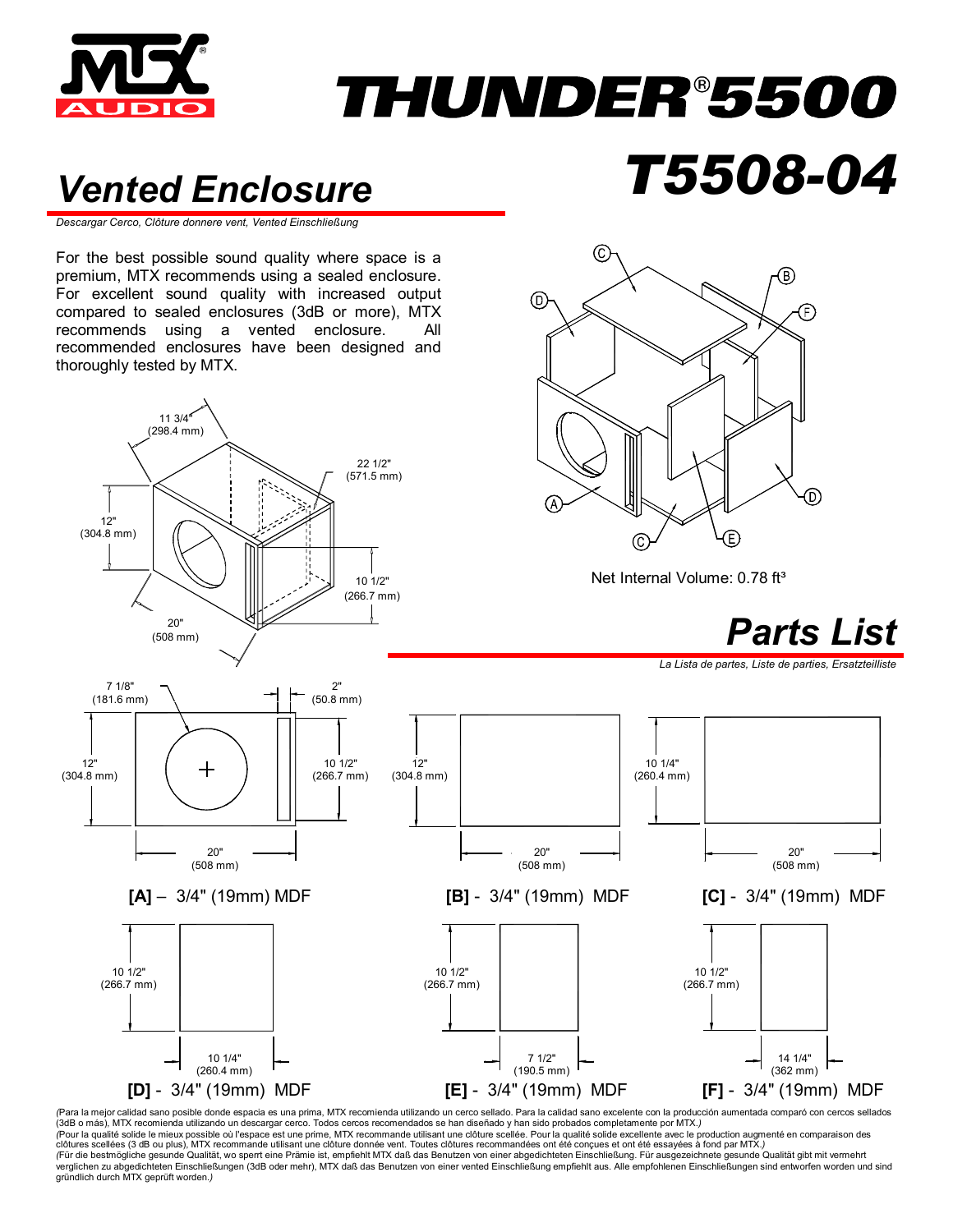# THUNDER®5500

# T5508-04

## Vented Enclosure

*Descargar Cerco, Clôture donnere vent, Vented Einschließung*

For the best possible sound quality where space is a premium, MTX recommends using a sealed enclosure. For excellent sound quality with increased output compared to sealed enclosures (3dB or more), MTX recommends using a vented enclosure. All recommended enclosures have been designed and thoroughly tested by MTX.

11 3/4" (298.4 mm)

22 1/2" (571.5 mm)

12" (304.8 mm)

10 1/2" (266.7 mm)

20" (508 mm)

Net Internal Volume: 0.78 ft³

## Parts List

*La Lista de partes, Liste de parties, Ersatzteilliste*

7 1/8" (181.6 mm)

2" (50.8 mm)

12" (304.8 mm)

10 1/2" (266.7 mm)

20" (508 mm)

**[A]** – 3/4" (19mm) MDF

12" (304.8 mm)

20" (508 mm)

**[B]** - 3/4" (19mm) MDF

10 1/4" (260.4 mm)

20" (508 mm)

**[C]** - 3/4" (19mm) MDF

10 1/2" (266.7 mm)

10 1/4" (260.4 mm)

**[D]** - 3/4" (19mm) MDF

10 1/2" (266.7 mm)

7 1/2" (190.5 mm)

**[E]** - 3/4" (19mm) MDF

10 1/2" (266.7 mm)

14 1/4" (362 mm)

**[F]** - 3/4" (19mm) MDF

*(Para la mejor calidad sano posible donde espacia es una prima, MTX recomienda utilizando un cerco sellado. Para la calidad sano excelente con la producción aumentada comparó con cercos sellados (3dB o más), MTX recomienda utilizando un descargar cerco. Todos cercos recomendados se han diseñado y han sido probados completamente por MTX.)*

*(Pour la qualité solide le mieux possible où l'espace est une prime, MTX recommande utilisant une clôture scellée. Pour la qualité solide excellente avec le production augmenté en comparaison des clôtures scellées (3 dB ou plus), MTX recommande utilisant une clôture donnée vent. Toutes clôtures recommandées ont été conçues et ont été essayées à fond par MTX.)*

*(Für die bestmögliche gesunde Qualität, wo sperrt eine Prämie ist, empfiehlt MTX daß das Benutzen von einer abgedichteten Einschließung. Für ausgezeichnete gesunde Qualität gibt mit vermehrt verglichen zu abgedichteten Einschließungen (3dB oder mehr), MTX daß das Benutzen von einer vented Einschließung empfiehlt aus. Alle empfohlenen Einschließungen sind entworfen worden und sind gründlich durch MTX geprüft worden.)*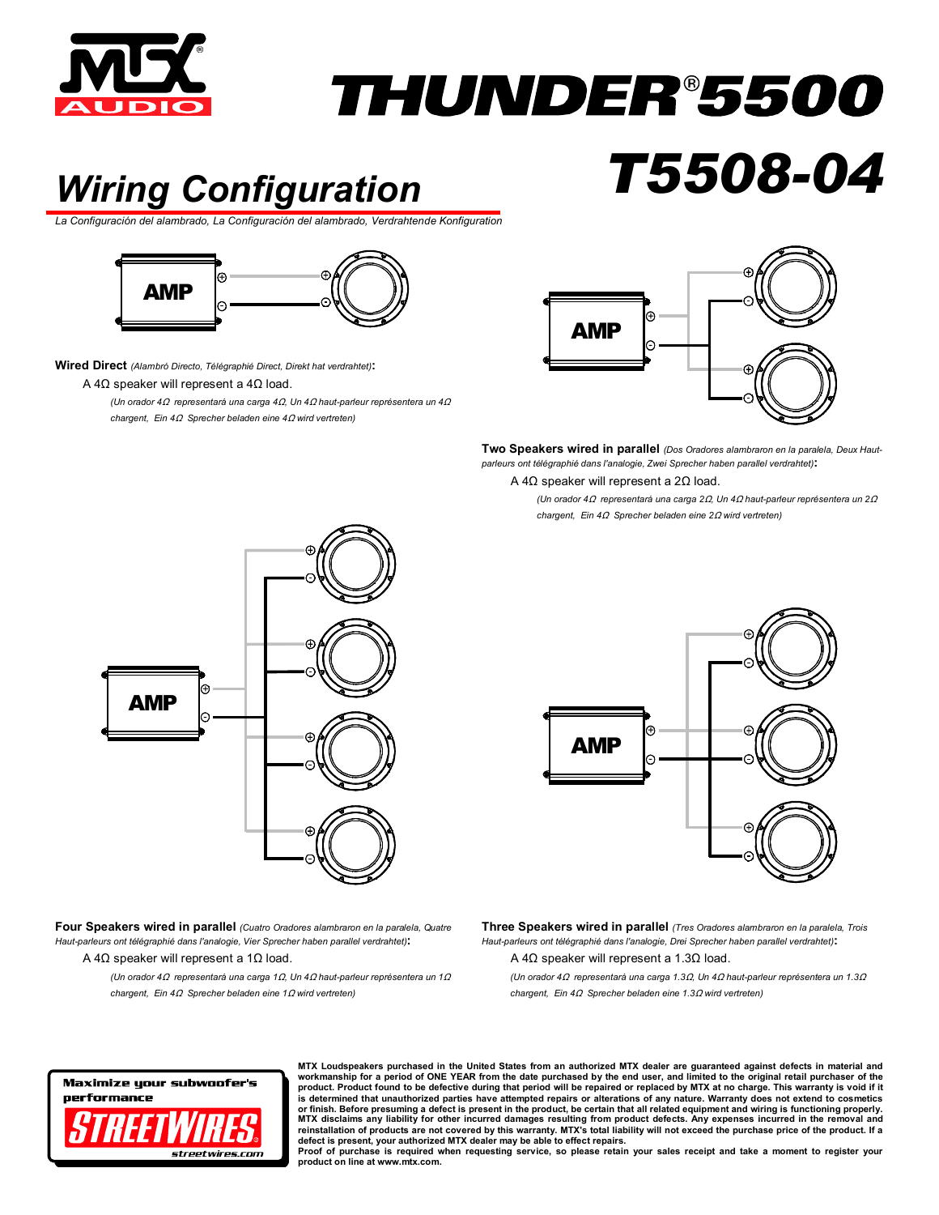# THUNDER®5500

# T5508-04

## Wiring Configuration

*La Configuración del alambrado, La Configuración del alambrado, Verdrahtende Konfiguration*

AMP

**Wired Direct** *(Alambró Directo, Télégraphié Direct, Direkt hat verdrahtet)*:

A 4Ω speaker will represent a 4Ω load.

*(Un orador 4Ω representará una carga 4Ω, Un 4Ω haut-parleur représentera un 4Ω chargent, Ein 4Ω Sprecher beladen eine 4Ω wird vertreten)*

AMP

**Two Speakers wired in parallel** *(Dos Oradores alambraron en la paralela, Deux Haut-parleurs ont télégraphié dans l'analogie, Zwei Sprecher haben parallel verdrahtet)*:

A 4Ω speaker will represent a 2Ω load.

*(Un orador 4Ω representará una carga 2Ω, Un 4Ω haut-parleur représentera un 2Ω chargent, Ein 4Ω Sprecher beladen eine 2Ω wird vertreten)*

AMP

**Four Speakers wired in parallel** *(Cuatro Oradores alambraron en la paralela, Quatre Haut-parleurs ont télégraphié dans l'analogie, Vier Sprecher haben parallel verdrahtet)*:

A 4Ω speaker will represent a 1Ω load.

*(Un orador 4Ω representará una carga 1Ω, Un 4Ω haut-parleur représentera un 1Ω chargent, Ein 4Ω Sprecher beladen eine 1Ω wird vertreten)*

AMP

**Three Speakers wired in parallel** *(Tres Oradores alambraron en la paralela, Trois Haut-parleurs ont télégraphié dans l'analogie, Drei Sprecher haben parallel verdrahtet)*:

A 4Ω speaker will represent a 1.3Ω load.

*(Un orador 4Ω representará una carga 1.3Ω, Un 4Ω haut-parleur représentera un 1.3Ω chargent, Ein 4Ω Sprecher beladen eine 1.3Ω wird vertreten)*

**Maximize your subwoofer's performance**

STREETWIRES

streetwires.com

**MTX Loudspeakers purchased in the United States from an authorized MTX dealer are guaranteed against defects in material and workmanship for a period of ONE YEAR from the date purchased by the end user, and limited to the original retail purchaser of the product. Product found to be defective during that period will be repaired or replaced by MTX at no charge. This warranty is void if it is determined that unauthorized parties have attempted repairs or alterations of any nature. Warranty does not extend to cosmetics or finish. Before presuming a defect is present in the product, be certain that all related equipment and wiring is functioning properly. MTX disclaims any liability for other incurred damages resulting from product defects. Any expenses incurred in the removal and reinstallation of products are not covered by this warranty. MTX's total liability will not exceed the purchase price of the product. If a defect is present, your authorized MTX dealer may be able to effect repairs.**

**Proof of purchase is required when requesting service, so please retain your sales receipt and take a moment to register your product on line at www.mtx.com.**